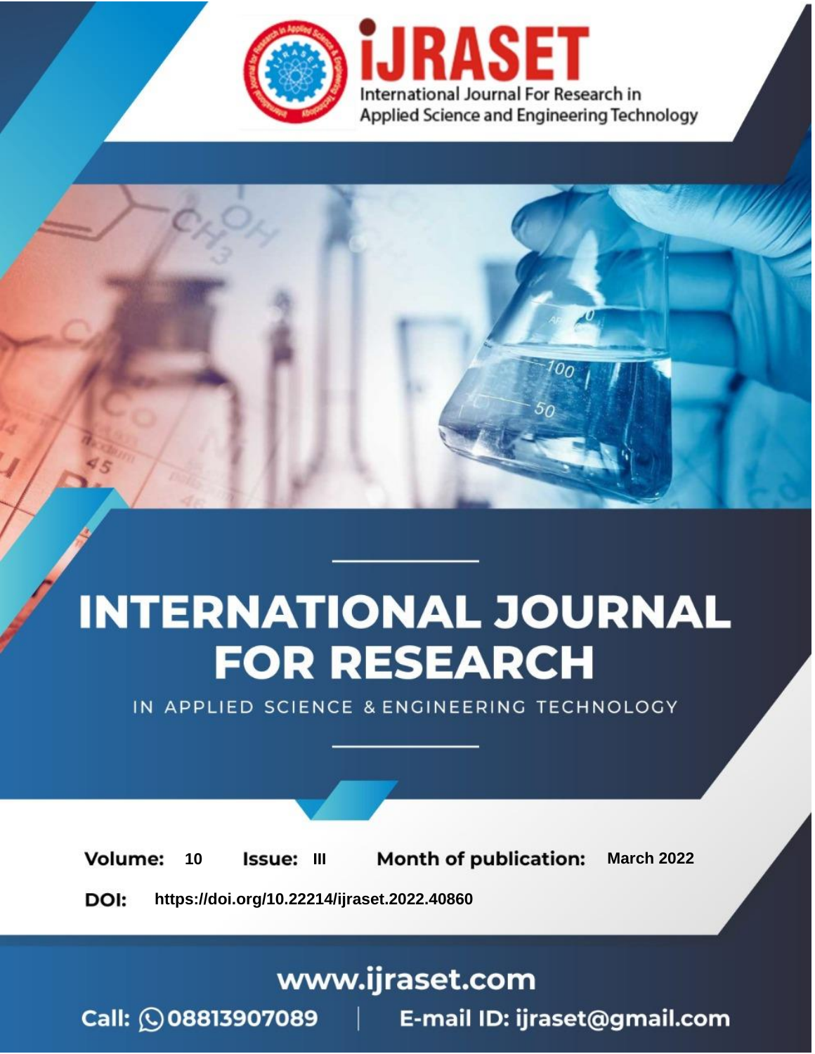iJRASET

International Journal For Research in Applied Science and Engineering Technology

# INTERNATIONAL JOURNAL FOR RESEARCH

IN APPLIED SCIENCE & ENGINEERING TECHNOLOGY

**Volume:** 10 **Issue:** III **Month of publication:** March 2022

**DOI:** https://doi.org/10.22214/ijraset.2022.40860

www.ijraset.com

Call: 08813907089 | E-mail ID: ijraset@gmail.com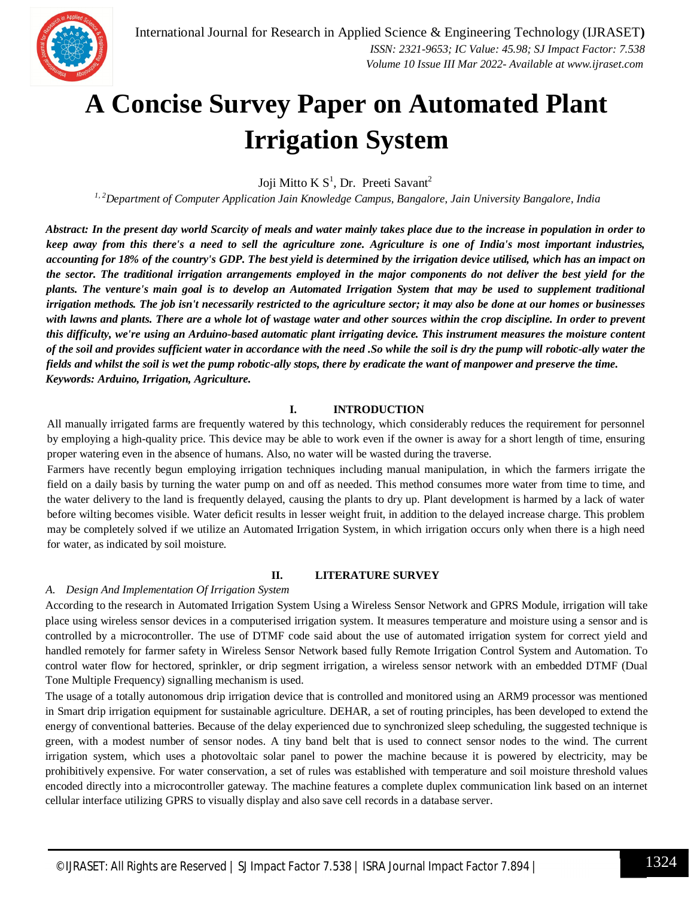# A Concise Survey Paper on Automated Plant Irrigation System

Joji Mitto K S[1], Dr. Preeti Savant[2]

*[1, 2]Department of Computer Application Jain Knowledge Campus, Bangalore, Jain University Bangalore, India*

***Abstract:** In the present day world Scarcity of meals and water mainly takes place due to the increase in population in order to keep away from this there's a need to sell the agriculture zone. Agriculture is one of India's most important industries, accounting for 18% of the country's GDP. The best yield is determined by the irrigation device utilised, which has an impact on the sector. The traditional irrigation arrangements employed in the major components do not deliver the best yield for the plants. The venture's main goal is to develop an Automated Irrigation System that may be used to supplement traditional irrigation methods. The job isn't necessarily restricted to the agriculture sector; it may also be done at our homes or businesses with lawns and plants. There are a whole lot of wastage water and other sources within the crop discipline. In order to prevent this difficulty, we're using an Arduino-based automatic plant irrigating device. This instrument measures the moisture content of the soil and provides sufficient water in accordance with the need .So while the soil is dry the pump will robotic-ally water the fields and whilst the soil is wet the pump robotic-ally stops, there by eradicate the want of manpower and preserve the time.*

***Keywords:** Arduino, Irrigation, Agriculture.*

## I. INTRODUCTION

All manually irrigated farms are frequently watered by this technology, which considerably reduces the requirement for personnel by employing a high-quality price. This device may be able to work even if the owner is away for a short length of time, ensuring proper watering even in the absence of humans. Also, no water will be wasted during the traverse.

Farmers have recently begun employing irrigation techniques including manual manipulation, in which the farmers irrigate the field on a daily basis by turning the water pump on and off as needed. This method consumes more water from time to time, and the water delivery to the land is frequently delayed, causing the plants to dry up. Plant development is harmed by a lack of water before wilting becomes visible. Water deficit results in lesser weight fruit, in addition to the delayed increase charge. This problem may be completely solved if we utilize an Automated Irrigation System, in which irrigation occurs only when there is a high need for water, as indicated by soil moisture.

## II. LITERATURE SURVEY

### *A. Design And Implementation Of Irrigation System*

According to the research in Automated Irrigation System Using a Wireless Sensor Network and GPRS Module, irrigation will take place using wireless sensor devices in a computerised irrigation system. It measures temperature and moisture using a sensor and is controlled by a microcontroller. The use of DTMF code said about the use of automated irrigation system for correct yield and handled remotely for farmer safety in Wireless Sensor Network based fully Remote Irrigation Control System and Automation. To control water flow for hectored, sprinkler, or drip segment irrigation, a wireless sensor network with an embedded DTMF (Dual Tone Multiple Frequency) signalling mechanism is used.

The usage of a totally autonomous drip irrigation device that is controlled and monitored using an ARM9 processor was mentioned in Smart drip irrigation equipment for sustainable agriculture. DEHAR, a set of routing principles, has been developed to extend the energy of conventional batteries. Because of the delay experienced due to synchronized sleep scheduling, the suggested technique is green, with a modest number of sensor nodes. A tiny band belt that is used to connect sensor nodes to the wind. The current irrigation system, which uses a photovoltaic solar panel to power the machine because it is powered by electricity, may be prohibitively expensive. For water conservation, a set of rules was established with temperature and soil moisture threshold values encoded directly into a microcontroller gateway. The machine features a complete duplex communication link based on an internet cellular interface utilizing GPRS to visually display and also save cell records in a database server.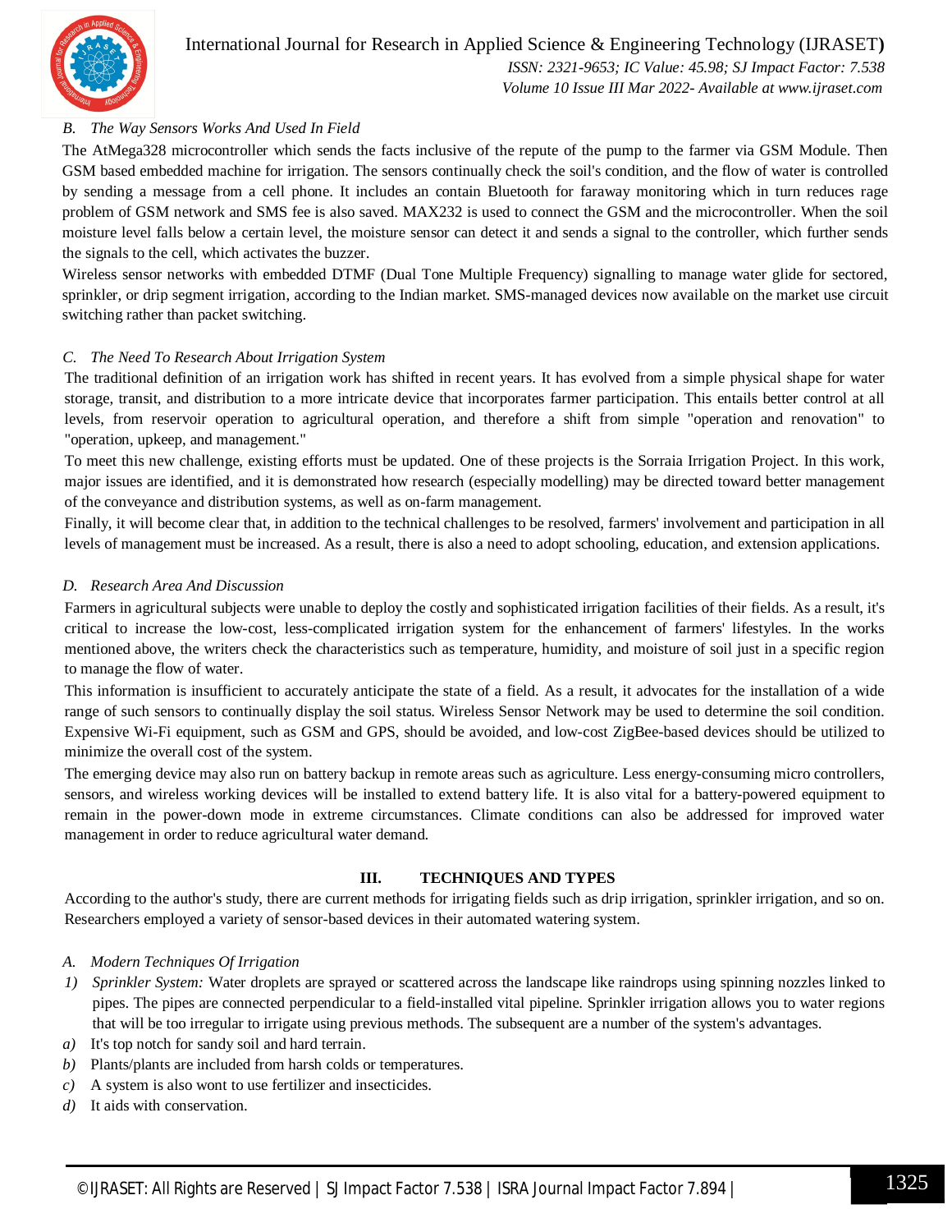### B. The Way Sensors Works And Used In Field

The AtMega328 microcontroller which sends the facts inclusive of the repute of the pump to the farmer via GSM Module. Then GSM based embedded machine for irrigation. The sensors continually check the soil's condition, and the flow of water is controlled by sending a message from a cell phone. It includes an contain Bluetooth for faraway monitoring which in turn reduces rage problem of GSM network and SMS fee is also saved. MAX232 is used to connect the GSM and the microcontroller. When the soil moisture level falls below a certain level, the moisture sensor can detect it and sends a signal to the controller, which further sends the signals to the cell, which activates the buzzer.

Wireless sensor networks with embedded DTMF (Dual Tone Multiple Frequency) signalling to manage water glide for sectored, sprinkler, or drip segment irrigation, according to the Indian market. SMS-managed devices now available on the market use circuit switching rather than packet switching.

### C. The Need To Research About Irrigation System

The traditional definition of an irrigation work has shifted in recent years. It has evolved from a simple physical shape for water storage, transit, and distribution to a more intricate device that incorporates farmer participation. This entails better control at all levels, from reservoir operation to agricultural operation, and therefore a shift from simple "operation and renovation" to "operation, upkeep, and management."

To meet this new challenge, existing efforts must be updated. One of these projects is the Sorraia Irrigation Project. In this work, major issues are identified, and it is demonstrated how research (especially modelling) may be directed toward better management of the conveyance and distribution systems, as well as on-farm management.

Finally, it will become clear that, in addition to the technical challenges to be resolved, farmers' involvement and participation in all levels of management must be increased. As a result, there is also a need to adopt schooling, education, and extension applications.

### D. Research Area And Discussion

Farmers in agricultural subjects were unable to deploy the costly and sophisticated irrigation facilities of their fields. As a result, it's critical to increase the low-cost, less-complicated irrigation system for the enhancement of farmers' lifestyles. In the works mentioned above, the writers check the characteristics such as temperature, humidity, and moisture of soil just in a specific region to manage the flow of water.

This information is insufficient to accurately anticipate the state of a field. As a result, it advocates for the installation of a wide range of such sensors to continually display the soil status. Wireless Sensor Network may be used to determine the soil condition. Expensive Wi-Fi equipment, such as GSM and GPS, should be avoided, and low-cost ZigBee-based devices should be utilized to minimize the overall cost of the system.

The emerging device may also run on battery backup in remote areas such as agriculture. Less energy-consuming micro controllers, sensors, and wireless working devices will be installed to extend battery life. It is also vital for a battery-powered equipment to remain in the power-down mode in extreme circumstances. Climate conditions can also be addressed for improved water management in order to reduce agricultural water demand.

## III. TECHNIQUES AND TYPES

According to the author's study, there are current methods for irrigating fields such as drip irrigation, sprinkler irrigation, and so on. Researchers employed a variety of sensor-based devices in their automated watering system.

### A. Modern Techniques Of Irrigation

1) *Sprinkler System:* Water droplets are sprayed or scattered across the landscape like raindrops using spinning nozzles linked to pipes. The pipes are connected perpendicular to a field-installed vital pipeline. Sprinkler irrigation allows you to water regions that will be too irregular to irrigate using previous methods. The subsequent are a number of the system's advantages.

a) It's top notch for sandy soil and hard terrain.
b) Plants/plants are included from harsh colds or temperatures.
c) A system is also wont to use fertilizer and insecticides.
d) It aids with conservation.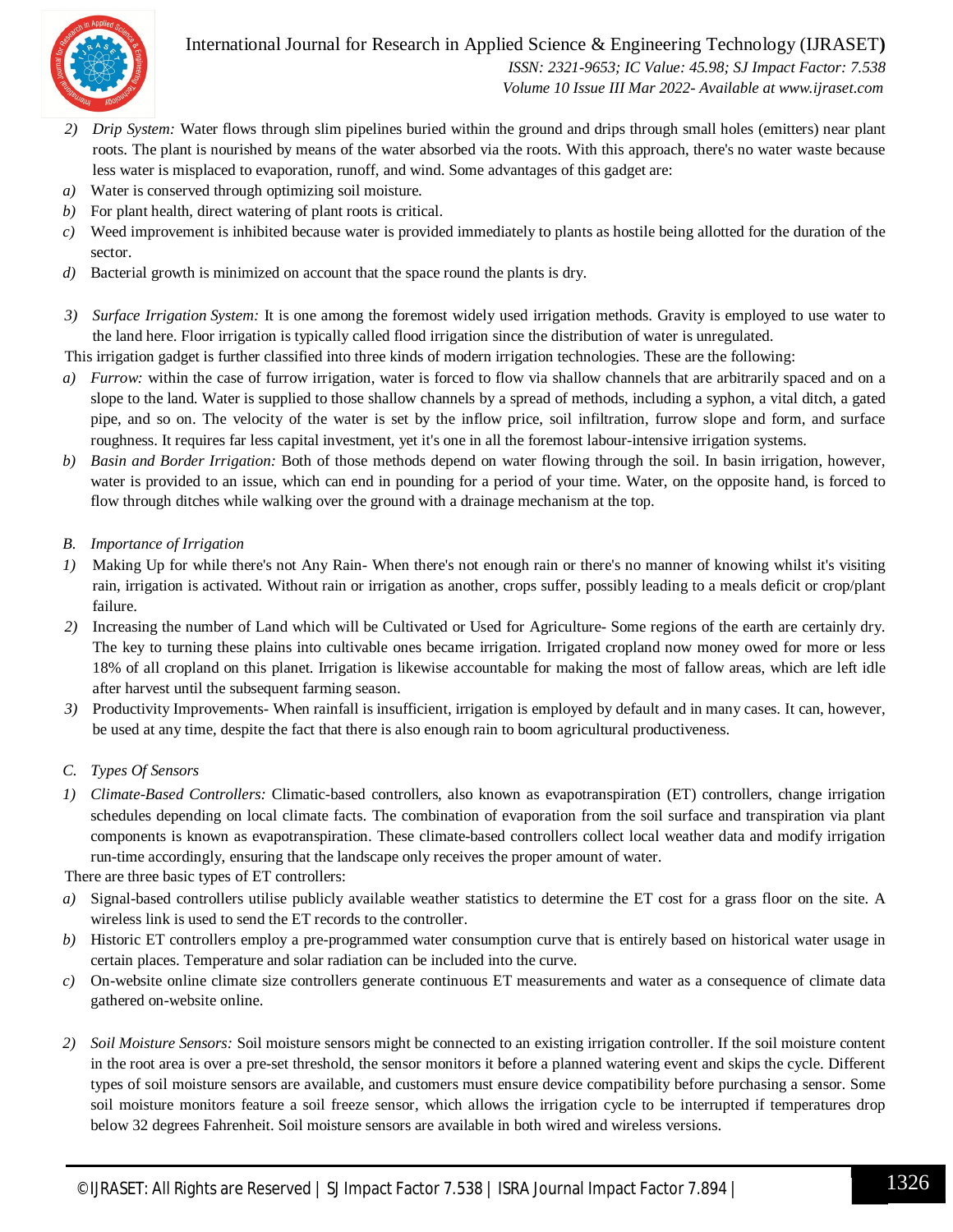2) *Drip System:* Water flows through slim pipelines buried within the ground and drips through small holes (emitters) near plant roots. The plant is nourished by means of the water absorbed via the roots. With this approach, there's no water waste because less water is misplaced to evaporation, runoff, and wind. Some advantages of this gadget are:

a) Water is conserved through optimizing soil moisture.
b) For plant health, direct watering of plant roots is critical.
c) Weed improvement is inhibited because water is provided immediately to plants as hostile being allotted for the duration of the sector.
d) Bacterial growth is minimized on account that the space round the plants is dry.

3) *Surface Irrigation System:* It is one among the foremost widely used irrigation methods. Gravity is employed to use water to the land here. Floor irrigation is typically called flood irrigation since the distribution of water is unregulated.

This irrigation gadget is further classified into three kinds of modern irrigation technologies. These are the following:

a) *Furrow:* within the case of furrow irrigation, water is forced to flow via shallow channels that are arbitrarily spaced and on a slope to the land. Water is supplied to those shallow channels by a spread of methods, including a syphon, a vital ditch, a gated pipe, and so on. The velocity of the water is set by the inflow price, soil infiltration, furrow slope and form, and surface roughness. It requires far less capital investment, yet it's one in all the foremost labour-intensive irrigation systems.
b) *Basin and Border Irrigation:* Both of those methods depend on water flowing through the soil. In basin irrigation, however, water is provided to an issue, which can end in pounding for a period of your time. Water, on the opposite hand, is forced to flow through ditches while walking over the ground with a drainage mechanism at the top.

### B. *Importance of Irrigation*

1) Making Up for while there's not Any Rain- When there's not enough rain or there's no manner of knowing whilst it's visiting rain, irrigation is activated. Without rain or irrigation as another, crops suffer, possibly leading to a meals deficit or crop/plant failure.
2) Increasing the number of Land which will be Cultivated or Used for Agriculture- Some regions of the earth are certainly dry. The key to turning these plains into cultivable ones became irrigation. Irrigated cropland now money owed for more or less 18% of all cropland on this planet. Irrigation is likewise accountable for making the most of fallow areas, which are left idle after harvest until the subsequent farming season.
3) Productivity Improvements- When rainfall is insufficient, irrigation is employed by default and in many cases. It can, however, be used at any time, despite the fact that there is also enough rain to boom agricultural productiveness.

### C. *Types Of Sensors*

1) *Climate-Based Controllers:* Climatic-based controllers, also known as evapotranspiration (ET) controllers, change irrigation schedules depending on local climate facts. The combination of evaporation from the soil surface and transpiration via plant components is known as evapotranspiration. These climate-based controllers collect local weather data and modify irrigation run-time accordingly, ensuring that the landscape only receives the proper amount of water.

There are three basic types of ET controllers:

a) Signal-based controllers utilise publicly available weather statistics to determine the ET cost for a grass floor on the site. A wireless link is used to send the ET records to the controller.
b) Historic ET controllers employ a pre-programmed water consumption curve that is entirely based on historical water usage in certain places. Temperature and solar radiation can be included into the curve.
c) On-website online climate size controllers generate continuous ET measurements and water as a consequence of climate data gathered on-website online.

2) *Soil Moisture Sensors:* Soil moisture sensors might be connected to an existing irrigation controller. If the soil moisture content in the root area is over a pre-set threshold, the sensor monitors it before a planned watering event and skips the cycle. Different types of soil moisture sensors are available, and customers must ensure device compatibility before purchasing a sensor. Some soil moisture monitors feature a soil freeze sensor, which allows the irrigation cycle to be interrupted if temperatures drop below 32 degrees Fahrenheit. Soil moisture sensors are available in both wired and wireless versions.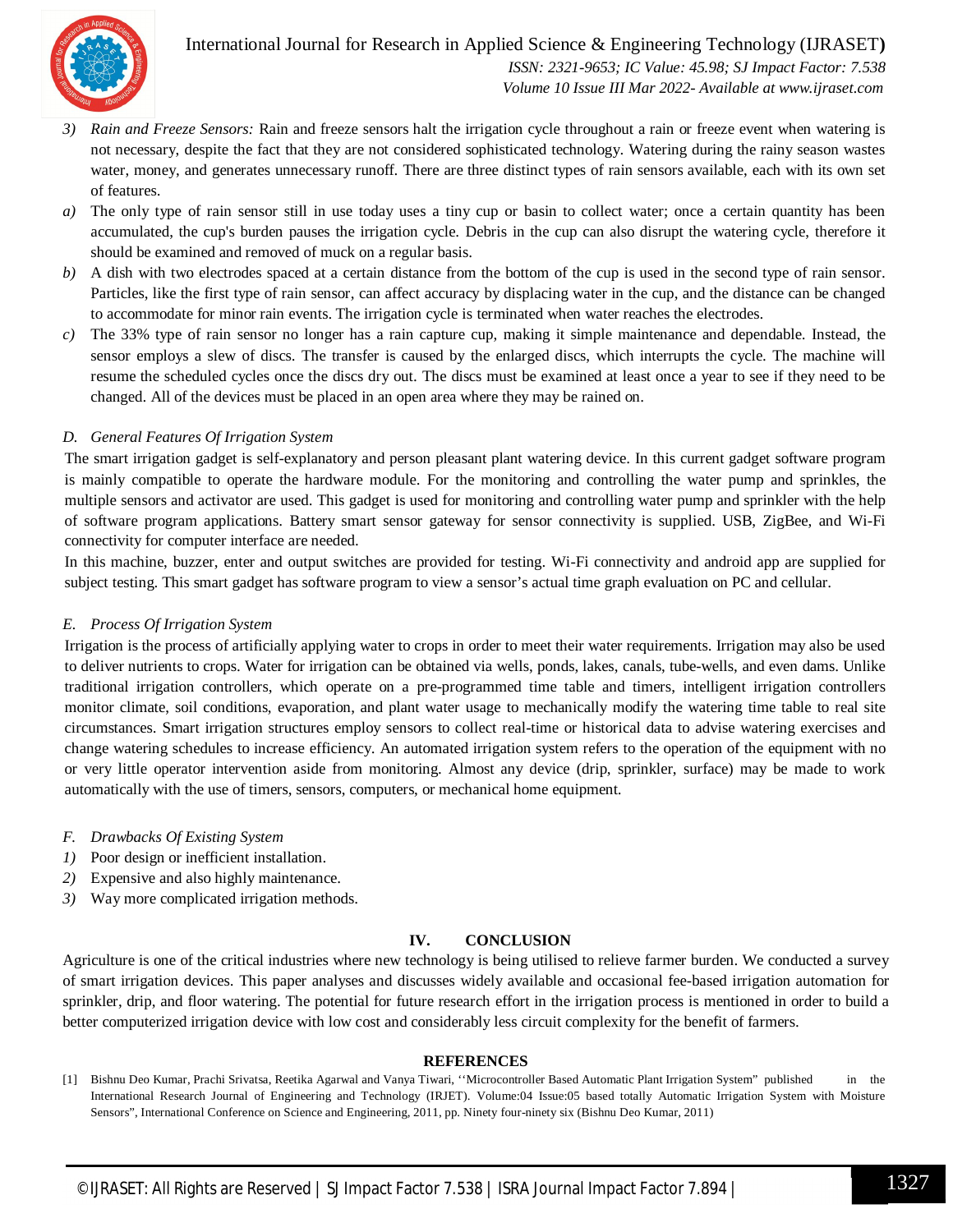3) *Rain and Freeze Sensors:* Rain and freeze sensors halt the irrigation cycle throughout a rain or freeze event when watering is not necessary, despite the fact that they are not considered sophisticated technology. Watering during the rainy season wastes water, money, and generates unnecessary runoff. There are three distinct types of rain sensors available, each with its own set of features.

a) The only type of rain sensor still in use today uses a tiny cup or basin to collect water; once a certain quantity has been accumulated, the cup's burden pauses the irrigation cycle. Debris in the cup can also disrupt the watering cycle, therefore it should be examined and removed of muck on a regular basis.

b) A dish with two electrodes spaced at a certain distance from the bottom of the cup is used in the second type of rain sensor. Particles, like the first type of rain sensor, can affect accuracy by displacing water in the cup, and the distance can be changed to accommodate for minor rain events. The irrigation cycle is terminated when water reaches the electrodes.

c) The 33% type of rain sensor no longer has a rain capture cup, making it simple maintenance and dependable. Instead, the sensor employs a slew of discs. The transfer is caused by the enlarged discs, which interrupts the cycle. The machine will resume the scheduled cycles once the discs dry out. The discs must be examined at least once a year to see if they need to be changed. All of the devices must be placed in an open area where they may be rained on.

### *D. General Features Of Irrigation System*

The smart irrigation gadget is self-explanatory and person pleasant plant watering device. In this current gadget software program is mainly compatible to operate the hardware module. For the monitoring and controlling the water pump and sprinkles, the multiple sensors and activator are used. This gadget is used for monitoring and controlling water pump and sprinkler with the help of software program applications. Battery smart sensor gateway for sensor connectivity is supplied. USB, ZigBee, and Wi-Fi connectivity for computer interface are needed.

In this machine, buzzer, enter and output switches are provided for testing. Wi-Fi connectivity and android app are supplied for subject testing. This smart gadget has software program to view a sensor's actual time graph evaluation on PC and cellular.

### *E. Process Of Irrigation System*

Irrigation is the process of artificially applying water to crops in order to meet their water requirements. Irrigation may also be used to deliver nutrients to crops. Water for irrigation can be obtained via wells, ponds, lakes, canals, tube-wells, and even dams. Unlike traditional irrigation controllers, which operate on a pre-programmed time table and timers, intelligent irrigation controllers monitor climate, soil conditions, evaporation, and plant water usage to mechanically modify the watering time table to real site circumstances. Smart irrigation structures employ sensors to collect real-time or historical data to advise watering exercises and change watering schedules to increase efficiency. An automated irrigation system refers to the operation of the equipment with no or very little operator intervention aside from monitoring. Almost any device (drip, sprinkler, surface) may be made to work automatically with the use of timers, sensors, computers, or mechanical home equipment.

### *F. Drawbacks Of Existing System*

1) Poor design or inefficient installation.
2) Expensive and also highly maintenance.
3) Way more complicated irrigation methods.

## IV. CONCLUSION

Agriculture is one of the critical industries where new technology is being utilised to relieve farmer burden. We conducted a survey of smart irrigation devices. This paper analyses and discusses widely available and occasional fee-based irrigation automation for sprinkler, drip, and floor watering. The potential for future research effort in the irrigation process is mentioned in order to build a better computerized irrigation device with low cost and considerably less circuit complexity for the benefit of farmers.

## REFERENCES

[1] Bishnu Deo Kumar, Prachi Srivatsa, Reetika Agarwal and Vanya Tiwari, ''Microcontroller Based Automatic Plant Irrigation System" published in the International Research Journal of Engineering and Technology (IRJET). Volume:04 Issue:05 based totally Automatic Irrigation System with Moisture Sensors", International Conference on Science and Engineering, 2011, pp. Ninety four-ninety six (Bishnu Deo Kumar, 2011)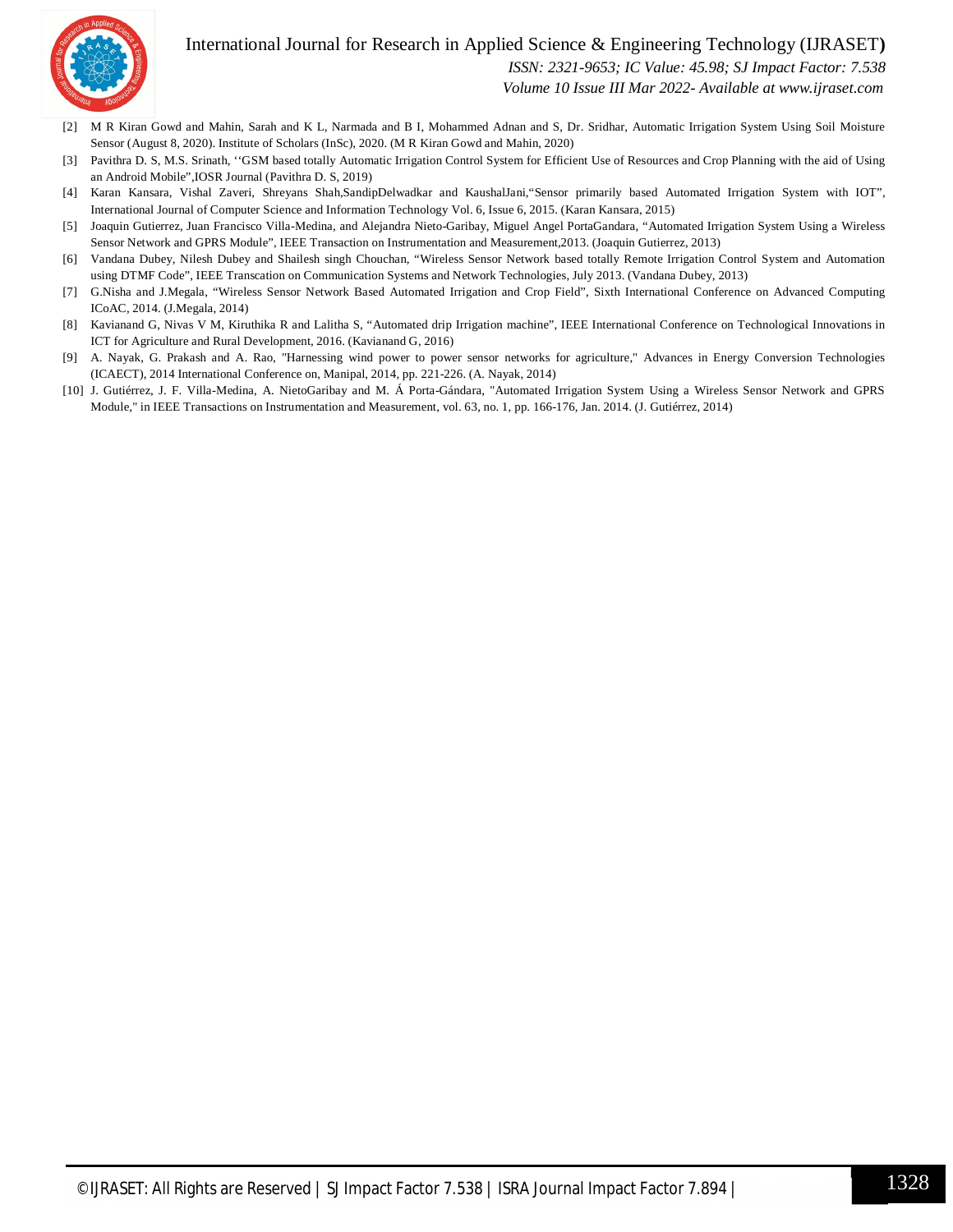[2] M R Kiran Gowd and Mahin, Sarah and K L, Narmada and B I, Mohammed Adnan and S, Dr. Sridhar, Automatic Irrigation System Using Soil Moisture Sensor (August 8, 2020). Institute of Scholars (InSc), 2020. (M R Kiran Gowd and Mahin, 2020)

[3] Pavithra D. S, M.S. Srinath, ''GSM based totally Automatic Irrigation Control System for Efficient Use of Resources and Crop Planning with the aid of Using an Android Mobile",IOSR Journal (Pavithra D. S, 2019)

[4] Karan Kansara, Vishal Zaveri, Shreyans Shah,SandipDelwadkar and KaushalJani,"Sensor primarily based Automated Irrigation System with IOT", International Journal of Computer Science and Information Technology Vol. 6, Issue 6, 2015. (Karan Kansara, 2015)

[5] Joaquin Gutierrez, Juan Francisco Villa-Medina, and Alejandra Nieto-Garibay, Miguel Angel PortaGandara, "Automated Irrigation System Using a Wireless Sensor Network and GPRS Module", IEEE Transaction on Instrumentation and Measurement,2013. (Joaquin Gutierrez, 2013)

[6] Vandana Dubey, Nilesh Dubey and Shailesh singh Chouchan, "Wireless Sensor Network based totally Remote Irrigation Control System and Automation using DTMF Code", IEEE Transcation on Communication Systems and Network Technologies, July 2013. (Vandana Dubey, 2013)

[7] G.Nisha and J.Megala, "Wireless Sensor Network Based Automated Irrigation and Crop Field", Sixth International Conference on Advanced Computing ICoAC, 2014. (J.Megala, 2014)

[8] Kavianand G, Nivas V M, Kiruthika R and Lalitha S, "Automated drip Irrigation machine", IEEE International Conference on Technological Innovations in ICT for Agriculture and Rural Development, 2016. (Kavianand G, 2016)

[9] A. Nayak, G. Prakash and A. Rao, "Harnessing wind power to power sensor networks for agriculture," Advances in Energy Conversion Technologies (ICAECT), 2014 International Conference on, Manipal, 2014, pp. 221-226. (A. Nayak, 2014)

[10] J. Gutiérrez, J. F. Villa-Medina, A. NietoGaribay and M. Á Porta-Gándara, "Automated Irrigation System Using a Wireless Sensor Network and GPRS Module," in IEEE Transactions on Instrumentation and Measurement, vol. 63, no. 1, pp. 166-176, Jan. 2014. (J. Gutiérrez, 2014)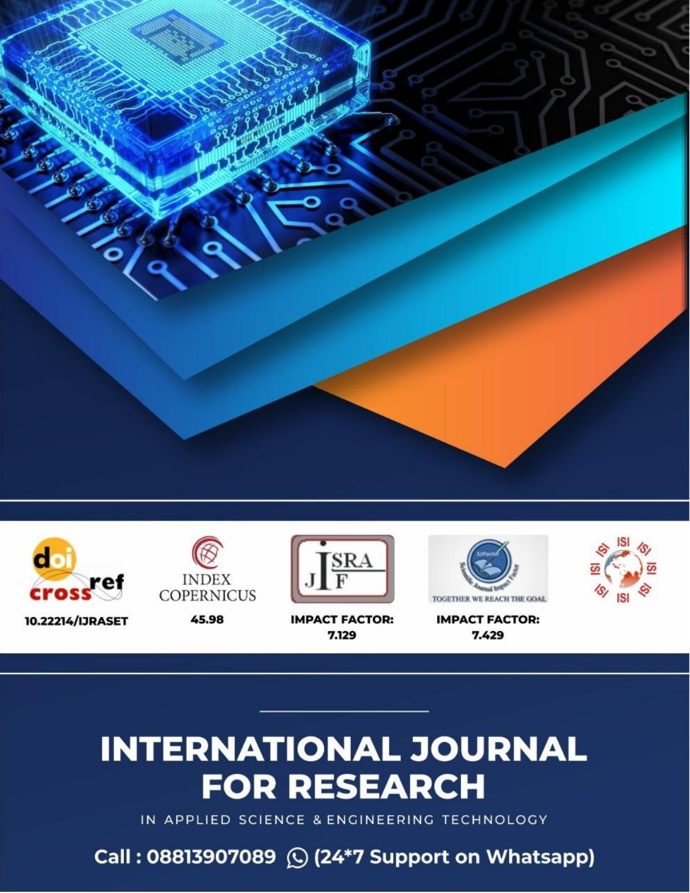10.22214/IJRASET

INDEX COPERNICUS

45.98

IMPACT FACTOR: 7.129

TOGETHER WE REACH THE GOAL

IMPACT FACTOR: 7.429

# INTERNATIONAL JOURNAL FOR RESEARCH

IN APPLIED SCIENCE & ENGINEERING TECHNOLOGY

Call : 08813907089 (24*7 Support on Whatsapp)